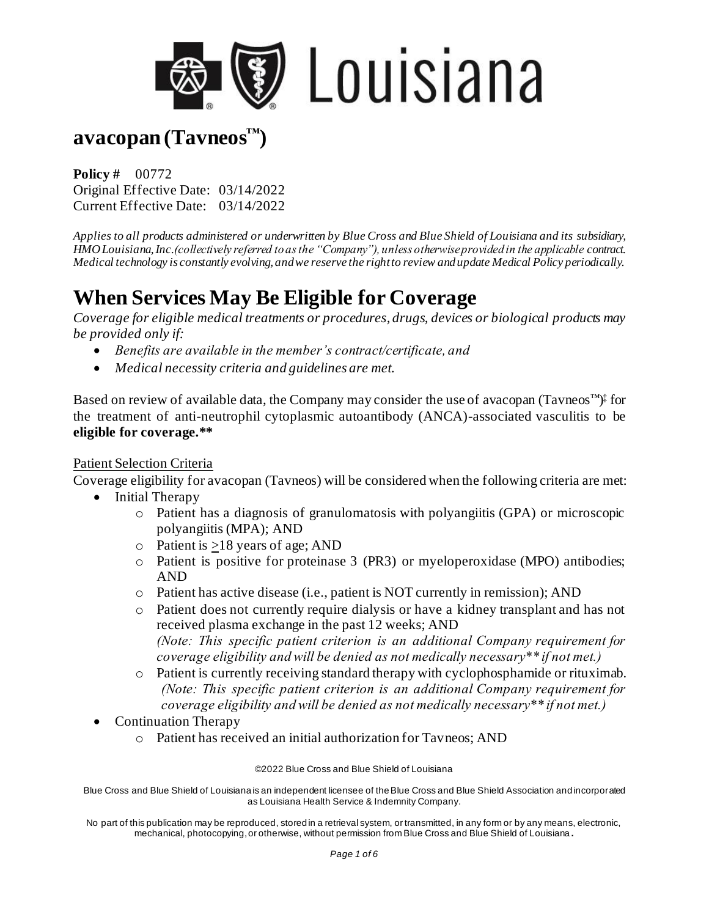# avacopan (Tavneos™)

**Policy #** 00772
Original Effective Date: 03/14/2022
Current Effective Date: 03/14/2022

*Applies to all products administered or underwritten by Blue Cross and Blue Shield of Louisiana and its subsidiary, HMO Louisiana, Inc.(collectively referred to as the "Company"), unless otherwise provided in the applicable contract. Medical technology is constantly evolving, and we reserve the right to review and update Medical Policy periodically.*

# When Services May Be Eligible for Coverage

*Coverage for eligible medical treatments or procedures, drugs, devices or biological products may be provided only if:*

- *Benefits are available in the member's contract/certificate, and*
- *Medical necessity criteria and guidelines are met.*

Based on review of available data, the Company may consider the use of avacopan (Tavneos™)‡ for the treatment of anti-neutrophil cytoplasmic autoantibody (ANCA)-associated vasculitis to be **eligible for coverage.****

Patient Selection Criteria

Coverage eligibility for avacopan (Tavneos) will be considered when the following criteria are met:

- Initial Therapy
  - Patient has a diagnosis of granulomatosis with polyangiitis (GPA) or microscopic polyangiitis (MPA); AND
  - Patient is ≥18 years of age; AND
  - Patient is positive for proteinase 3 (PR3) or myeloperoxidase (MPO) antibodies; AND
  - Patient has active disease (i.e., patient is NOT currently in remission); AND
  - Patient does not currently require dialysis or have a kidney transplant and has not received plasma exchange in the past 12 weeks; AND
    *(Note: This specific patient criterion is an additional Company requirement for coverage eligibility and will be denied as not medically necessary** if not met.)*
  - Patient is currently receiving standard therapy with cyclophosphamide or rituximab.
    *(Note: This specific patient criterion is an additional Company requirement for coverage eligibility and will be denied as not medically necessary** if not met.)*
- Continuation Therapy
  - Patient has received an initial authorization for Tavneos; AND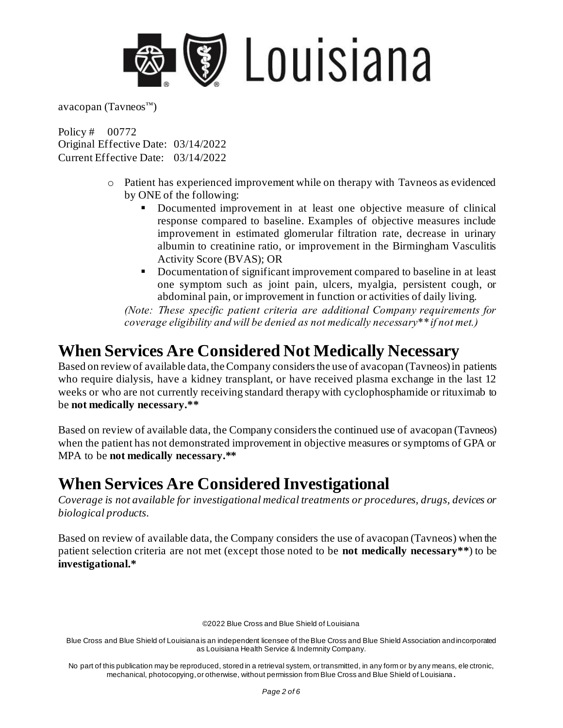- Patient has experienced improvement while on therapy with Tavneos as evidenced by ONE of the following:
  - Documented improvement in at least one objective measure of clinical response compared to baseline. Examples of objective measures include improvement in estimated glomerular filtration rate, decrease in urinary albumin to creatinine ratio, or improvement in the Birmingham Vasculitis Activity Score (BVAS); OR
  - Documentation of significant improvement compared to baseline in at least one symptom such as joint pain, ulcers, myalgia, persistent cough, or abdominal pain, or improvement in function or activities of daily living.

  *(Note: These specific patient criteria are additional Company requirements for coverage eligibility and will be denied as not medically necessary** if not met.)*

# When Services Are Considered Not Medically Necessary

Based on review of available data, the Company considers the use of avacopan (Tavneos) in patients who require dialysis, have a kidney transplant, or have received plasma exchange in the last 12 weeks or who are not currently receiving standard therapy with cyclophosphamide or rituximab to be **not medically necessary.****

Based on review of available data, the Company considers the continued use of avacopan (Tavneos) when the patient has not demonstrated improvement in objective measures or symptoms of GPA or MPA to be **not medically necessary.****

# When Services Are Considered Investigational

*Coverage is not available for investigational medical treatments or procedures, drugs, devices or biological products.*

Based on review of available data, the Company considers the use of avacopan (Tavneos) when the patient selection criteria are not met (except those noted to be **not medically necessary****) to be **investigational.***

©2022 Blue Cross and Blue Shield of Louisiana

Blue Cross and Blue Shield of Louisiana is an independent licensee of the Blue Cross and Blue Shield Association and incorporated as Louisiana Health Service & Indemnity Company.

No part of this publication may be reproduced, stored in a retrieval system, or transmitted, in any form or by any means, electronic, mechanical, photocopying, or otherwise, without permission from Blue Cross and Blue Shield of Louisiana.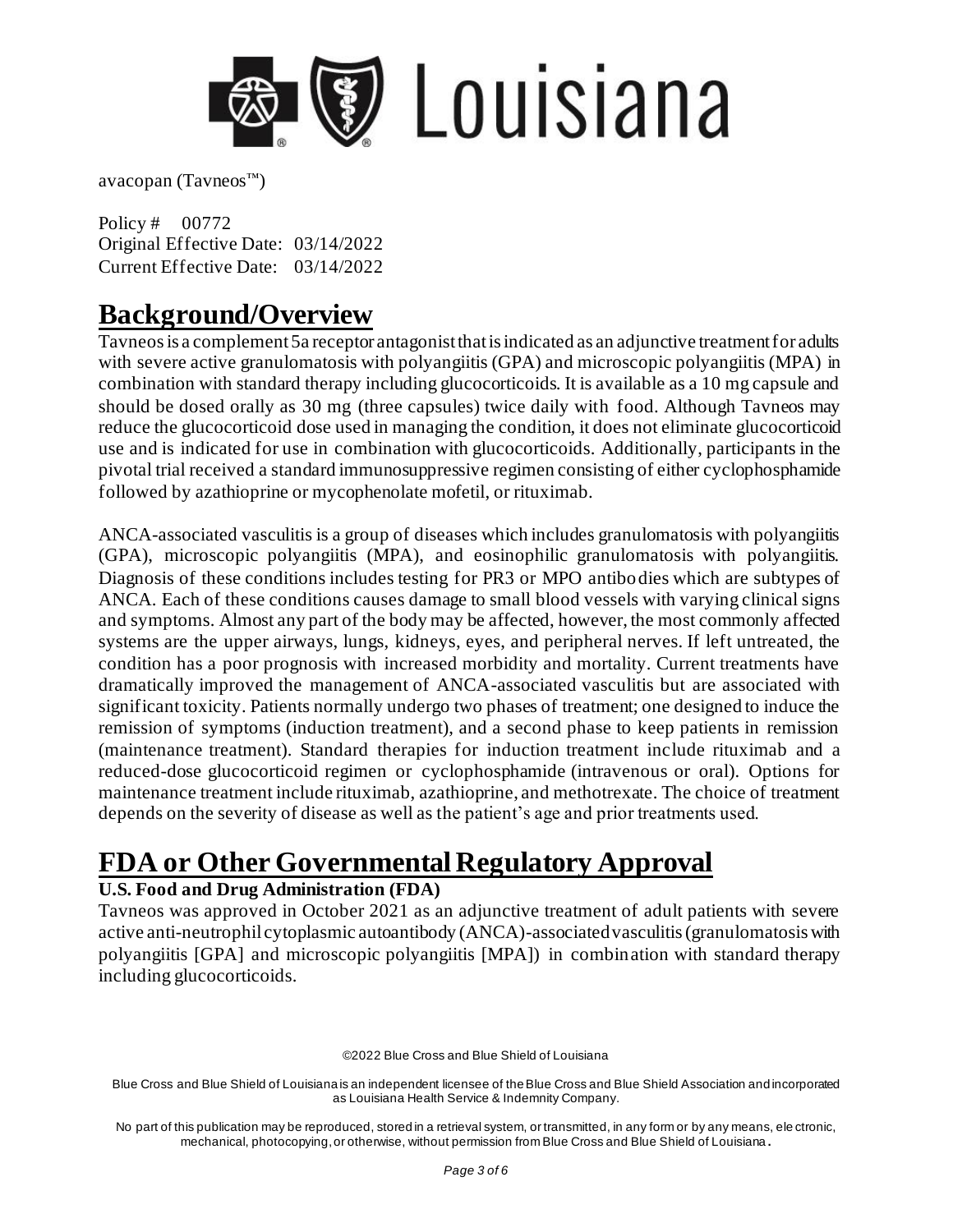avacopan (Tavneos™)

Policy # 00772
Original Effective Date: 03/14/2022
Current Effective Date: 03/14/2022

# Background/Overview

Tavneos is a complement 5a receptor antagonist that is indicated as an adjunctive treatment for adults with severe active granulomatosis with polyangiitis (GPA) and microscopic polyangiitis (MPA) in combination with standard therapy including glucocorticoids. It is available as a 10 mg capsule and should be dosed orally as 30 mg (three capsules) twice daily with food. Although Tavneos may reduce the glucocorticoid dose used in managing the condition, it does not eliminate glucocorticoid use and is indicated for use in combination with glucocorticoids. Additionally, participants in the pivotal trial received a standard immunosuppressive regimen consisting of either cyclophosphamide followed by azathioprine or mycophenolate mofetil, or rituximab.

ANCA-associated vasculitis is a group of diseases which includes granulomatosis with polyangiitis (GPA), microscopic polyangiitis (MPA), and eosinophilic granulomatosis with polyangiitis. Diagnosis of these conditions includes testing for PR3 or MPO antibodies which are subtypes of ANCA. Each of these conditions causes damage to small blood vessels with varying clinical signs and symptoms. Almost any part of the body may be affected, however, the most commonly affected systems are the upper airways, lungs, kidneys, eyes, and peripheral nerves. If left untreated, the condition has a poor prognosis with increased morbidity and mortality. Current treatments have dramatically improved the management of ANCA-associated vasculitis but are associated with significant toxicity. Patients normally undergo two phases of treatment; one designed to induce the remission of symptoms (induction treatment), and a second phase to keep patients in remission (maintenance treatment). Standard therapies for induction treatment include rituximab and a reduced-dose glucocorticoid regimen or cyclophosphamide (intravenous or oral). Options for maintenance treatment include rituximab, azathioprine, and methotrexate. The choice of treatment depends on the severity of disease as well as the patient's age and prior treatments used.

# FDA or Other Governmental Regulatory Approval

### U.S. Food and Drug Administration (FDA)

Tavneos was approved in October 2021 as an adjunctive treatment of adult patients with severe active anti-neutrophil cytoplasmic autoantibody (ANCA)-associated vasculitis (granulomatosis with polyangiitis [GPA] and microscopic polyangiitis [MPA]) in combination with standard therapy including glucocorticoids.

©2022 Blue Cross and Blue Shield of Louisiana

Blue Cross and Blue Shield of Louisiana is an independent licensee of the Blue Cross and Blue Shield Association and incorporated as Louisiana Health Service & Indemnity Company.

No part of this publication may be reproduced, stored in a retrieval system, or transmitted, in any form or by any means, electronic, mechanical, photocopying, or otherwise, without permission from Blue Cross and Blue Shield of Louisiana.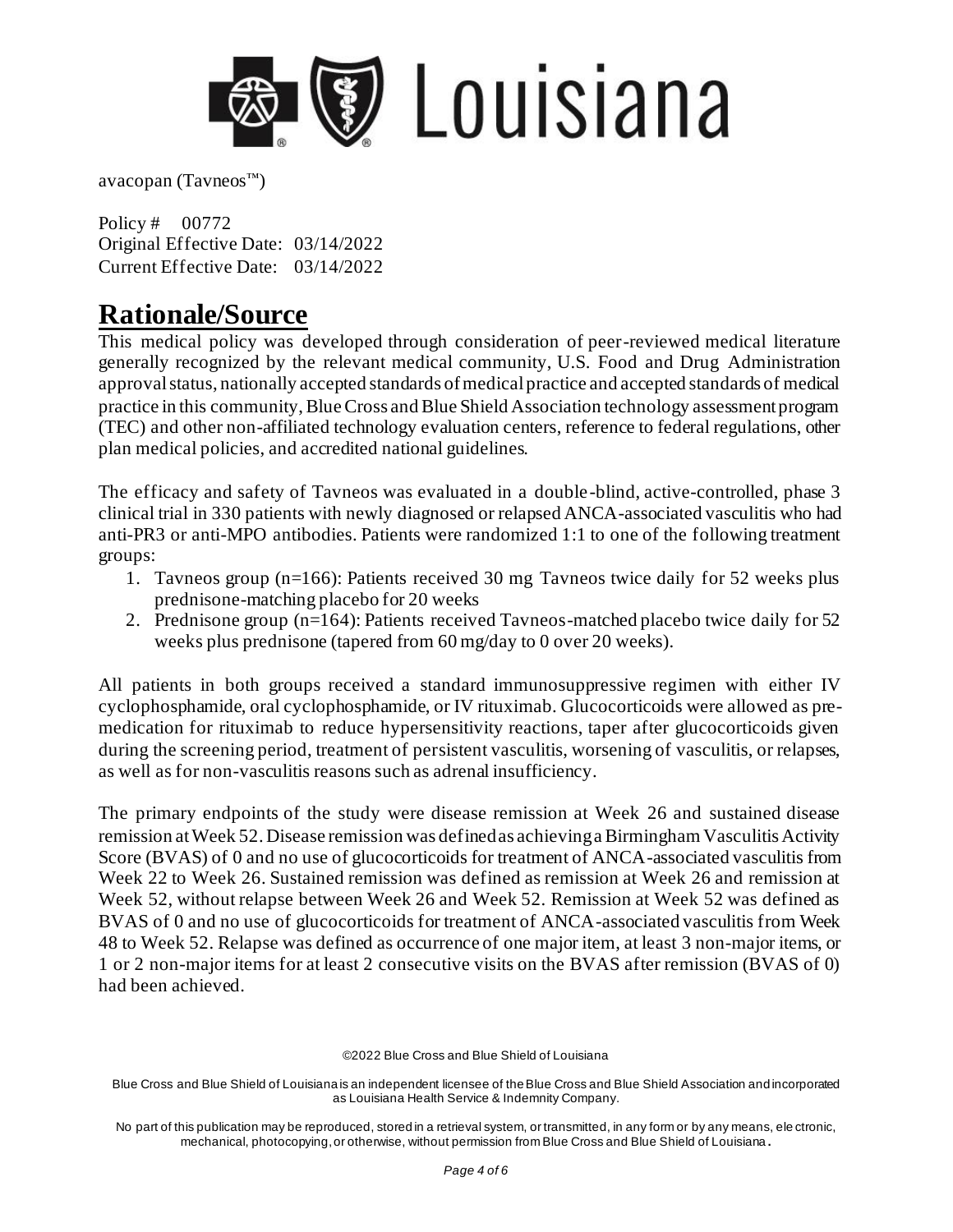avacopan (Tavneos™)

Policy # 00772
Original Effective Date: 03/14/2022
Current Effective Date: 03/14/2022

# Rationale/Source

This medical policy was developed through consideration of peer-reviewed medical literature generally recognized by the relevant medical community, U.S. Food and Drug Administration approval status, nationally accepted standards of medical practice and accepted standards of medical practice in this community, Blue Cross and Blue Shield Association technology assessment program (TEC) and other non-affiliated technology evaluation centers, reference to federal regulations, other plan medical policies, and accredited national guidelines.

The efficacy and safety of Tavneos was evaluated in a double-blind, active-controlled, phase 3 clinical trial in 330 patients with newly diagnosed or relapsed ANCA-associated vasculitis who had anti-PR3 or anti-MPO antibodies. Patients were randomized 1:1 to one of the following treatment groups:

1. Tavneos group (n=166): Patients received 30 mg Tavneos twice daily for 52 weeks plus prednisone-matching placebo for 20 weeks
2. Prednisone group (n=164): Patients received Tavneos-matched placebo twice daily for 52 weeks plus prednisone (tapered from 60 mg/day to 0 over 20 weeks).

All patients in both groups received a standard immunosuppressive regimen with either IV cyclophosphamide, oral cyclophosphamide, or IV rituximab. Glucocorticoids were allowed as pre-medication for rituximab to reduce hypersensitivity reactions, taper after glucocorticoids given during the screening period, treatment of persistent vasculitis, worsening of vasculitis, or relapses, as well as for non-vasculitis reasons such as adrenal insufficiency.

The primary endpoints of the study were disease remission at Week 26 and sustained disease remission at Week 52. Disease remission was defined as achieving a Birmingham Vasculitis Activity Score (BVAS) of 0 and no use of glucocorticoids for treatment of ANCA-associated vasculitis from Week 22 to Week 26. Sustained remission was defined as remission at Week 26 and remission at Week 52, without relapse between Week 26 and Week 52. Remission at Week 52 was defined as BVAS of 0 and no use of glucocorticoids for treatment of ANCA-associated vasculitis from Week 48 to Week 52. Relapse was defined as occurrence of one major item, at least 3 non-major items, or 1 or 2 non-major items for at least 2 consecutive visits on the BVAS after remission (BVAS of 0) had been achieved.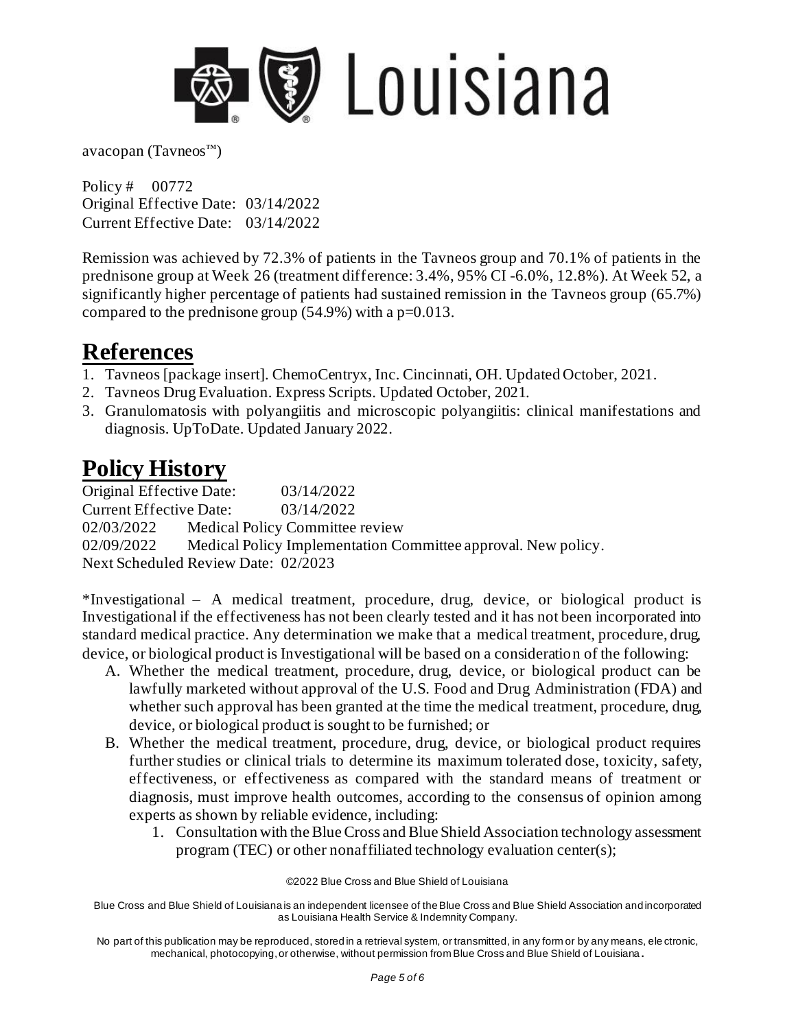avacopan (Tavneos™)

Policy # 00772
Original Effective Date: 03/14/2022
Current Effective Date: 03/14/2022

Remission was achieved by 72.3% of patients in the Tavneos group and 70.1% of patients in the prednisone group at Week 26 (treatment difference: 3.4%, 95% CI -6.0%, 12.8%). At Week 52, a significantly higher percentage of patients had sustained remission in the Tavneos group (65.7%) compared to the prednisone group (54.9%) with a p=0.013.

# References

1. Tavneos [package insert]. ChemoCentryx, Inc. Cincinnati, OH. Updated October, 2021.
2. Tavneos Drug Evaluation. Express Scripts. Updated October, 2021.
3. Granulomatosis with polyangiitis and microscopic polyangiitis: clinical manifestations and diagnosis. UpToDate. Updated January 2022.

# Policy History

Original Effective Date: 03/14/2022
Current Effective Date: 03/14/2022
02/03/2022 Medical Policy Committee review
02/09/2022 Medical Policy Implementation Committee approval. New policy.
Next Scheduled Review Date: 02/2023

*Investigational – A medical treatment, procedure, drug, device, or biological product is Investigational if the effectiveness has not been clearly tested and it has not been incorporated into standard medical practice. Any determination we make that a medical treatment, procedure, drug, device, or biological product is Investigational will be based on a consideration of the following:

A. Whether the medical treatment, procedure, drug, device, or biological product can be lawfully marketed without approval of the U.S. Food and Drug Administration (FDA) and whether such approval has been granted at the time the medical treatment, procedure, drug, device, or biological product is sought to be furnished; or
B. Whether the medical treatment, procedure, drug, device, or biological product requires further studies or clinical trials to determine its maximum tolerated dose, toxicity, safety, effectiveness, or effectiveness as compared with the standard means of treatment or diagnosis, must improve health outcomes, according to the consensus of opinion among experts as shown by reliable evidence, including:
    1. Consultation with the Blue Cross and Blue Shield Association technology assessment program (TEC) or other nonaffiliated technology evaluation center(s);

©2022 Blue Cross and Blue Shield of Louisiana

Blue Cross and Blue Shield of Louisiana is an independent licensee of the Blue Cross and Blue Shield Association and incorporated as Louisiana Health Service & Indemnity Company.

No part of this publication may be reproduced, stored in a retrieval system, or transmitted, in any form or by any means, electronic, mechanical, photocopying, or otherwise, without permission from Blue Cross and Blue Shield of Louisiana.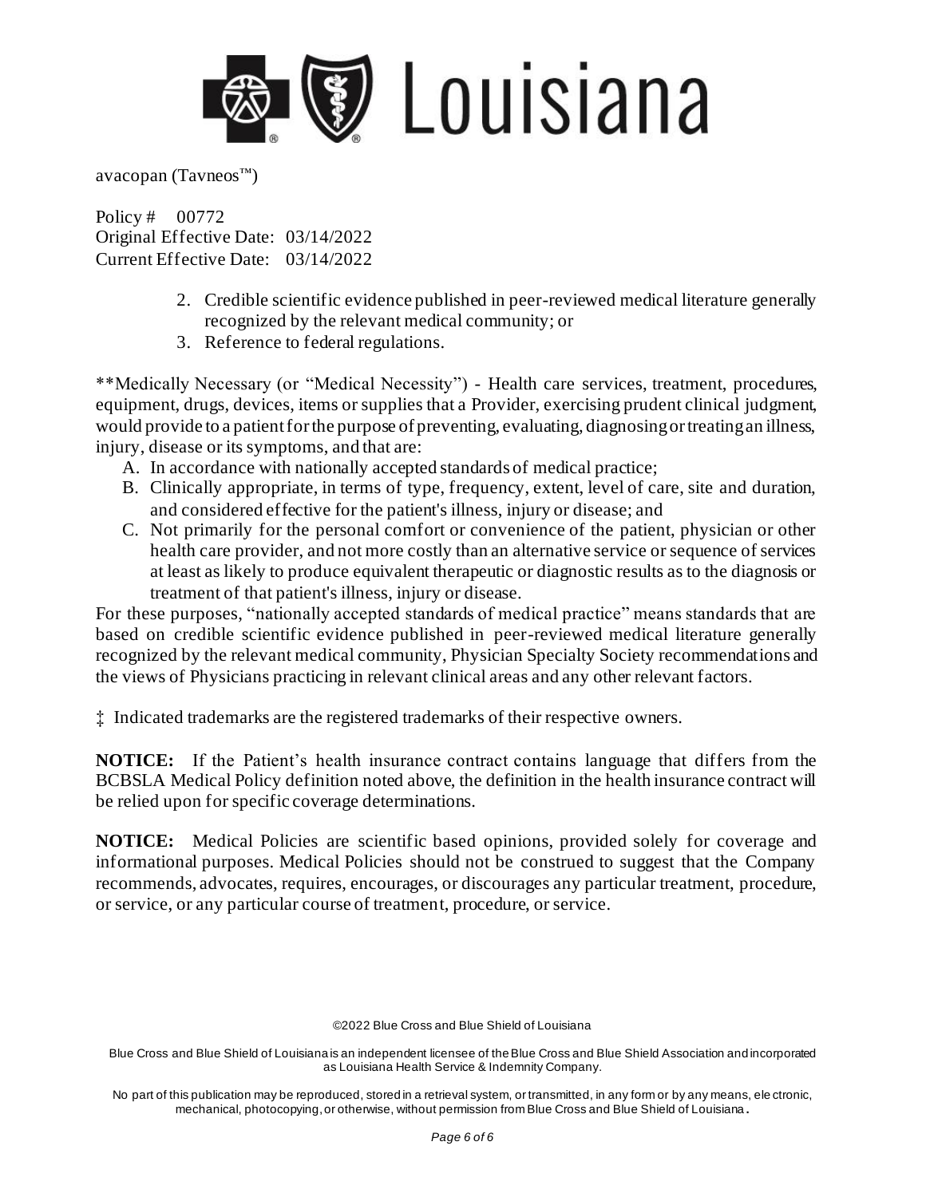2. Credible scientific evidence published in peer-reviewed medical literature generally recognized by the relevant medical community; or
3. Reference to federal regulations.

**Medically Necessary (or "Medical Necessity") - Health care services, treatment, procedures, equipment, drugs, devices, items or supplies that a Provider, exercising prudent clinical judgment, would provide to a patient for the purpose of preventing, evaluating, diagnosing or treating an illness, injury, disease or its symptoms, and that are:

A. In accordance with nationally accepted standards of medical practice;
B. Clinically appropriate, in terms of type, frequency, extent, level of care, site and duration, and considered effective for the patient's illness, injury or disease; and
C. Not primarily for the personal comfort or convenience of the patient, physician or other health care provider, and not more costly than an alternative service or sequence of services at least as likely to produce equivalent therapeutic or diagnostic results as to the diagnosis or treatment of that patient's illness, injury or disease.

For these purposes, "nationally accepted standards of medical practice" means standards that are based on credible scientific evidence published in peer-reviewed medical literature generally recognized by the relevant medical community, Physician Specialty Society recommendations and the views of Physicians practicing in relevant clinical areas and any other relevant factors.

‡ Indicated trademarks are the registered trademarks of their respective owners.

**NOTICE:** If the Patient's health insurance contract contains language that differs from the BCBSLA Medical Policy definition noted above, the definition in the health insurance contract will be relied upon for specific coverage determinations.

**NOTICE:** Medical Policies are scientific based opinions, provided solely for coverage and informational purposes. Medical Policies should not be construed to suggest that the Company recommends, advocates, requires, encourages, or discourages any particular treatment, procedure, or service, or any particular course of treatment, procedure, or service.